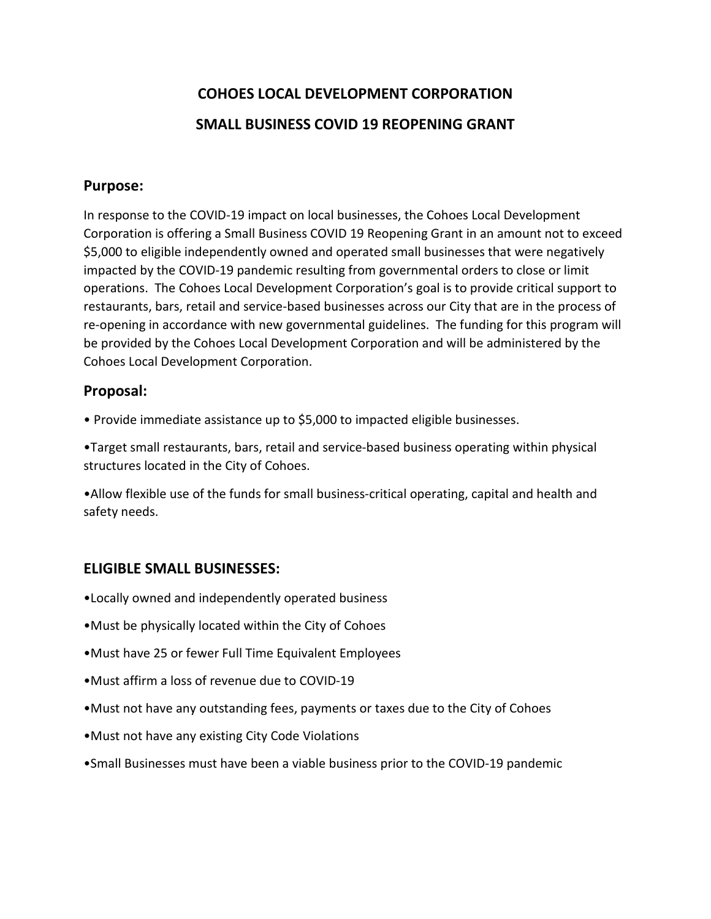# COHOES LOCAL DEVELOPMENT CORPORATION

# SMALL BUSINESS COVID 19 REOPENING GRANT

## Purpose:

In response to the COVID-19 impact on local businesses, the Cohoes Local Development Corporation is offering a Small Business COVID 19 Reopening Grant in an amount not to exceed $5,000 to eligible independently owned and operated small businesses that were negatively impacted by the COVID-19 pandemic resulting from governmental orders to close or limit operations. The Cohoes Local Development Corporation's goal is to provide critical support to restaurants, bars, retail and service-based businesses across our City that are in the process of re-opening in accordance with new governmental guidelines. The funding for this program will be provided by the Cohoes Local Development Corporation and will be administered by the Cohoes Local Development Corporation.

## Proposal:

- Provide immediate assistance up to $5,000 to impacted eligible businesses.
- Target small restaurants, bars, retail and service-based business operating within physical structures located in the City of Cohoes.
- Allow flexible use of the funds for small business-critical operating, capital and health and safety needs.

## ELIGIBLE SMALL BUSINESSES:

- Locally owned and independently operated business
- Must be physically located within the City of Cohoes
- Must have 25 or fewer Full Time Equivalent Employees
- Must affirm a loss of revenue due to COVID-19
- Must not have any outstanding fees, payments or taxes due to the City of Cohoes
- Must not have any existing City Code Violations
- Small Businesses must have been a viable business prior to the COVID-19 pandemic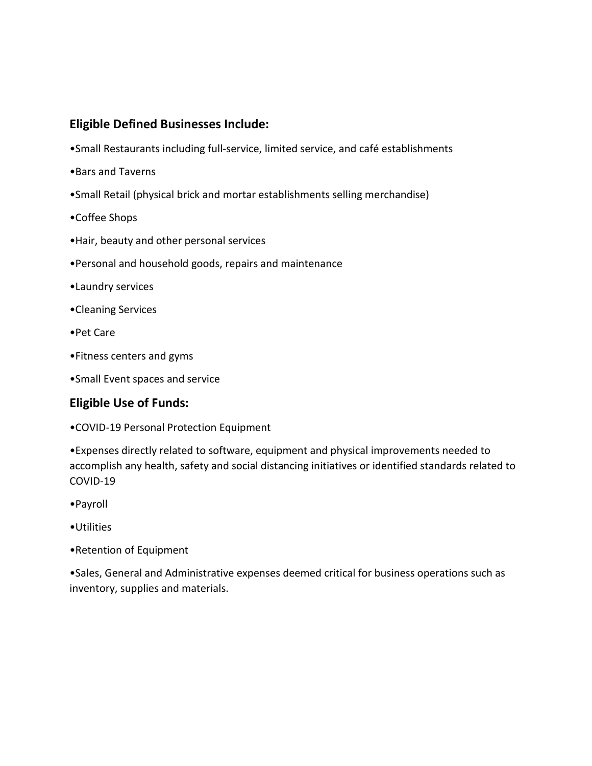## Eligible Defined Businesses Include:

- Small Restaurants including full-service, limited service, and café establishments
- Bars and Taverns
- Small Retail (physical brick and mortar establishments selling merchandise)
- Coffee Shops
- Hair, beauty and other personal services
- Personal and household goods, repairs and maintenance
- Laundry services
- Cleaning Services
- Pet Care
- Fitness centers and gyms
- Small Event spaces and service

## Eligible Use of Funds:

- COVID-19 Personal Protection Equipment
- Expenses directly related to software, equipment and physical improvements needed to accomplish any health, safety and social distancing initiatives or identified standards related to COVID-19
- Payroll
- Utilities
- Retention of Equipment
- Sales, General and Administrative expenses deemed critical for business operations such as inventory, supplies and materials.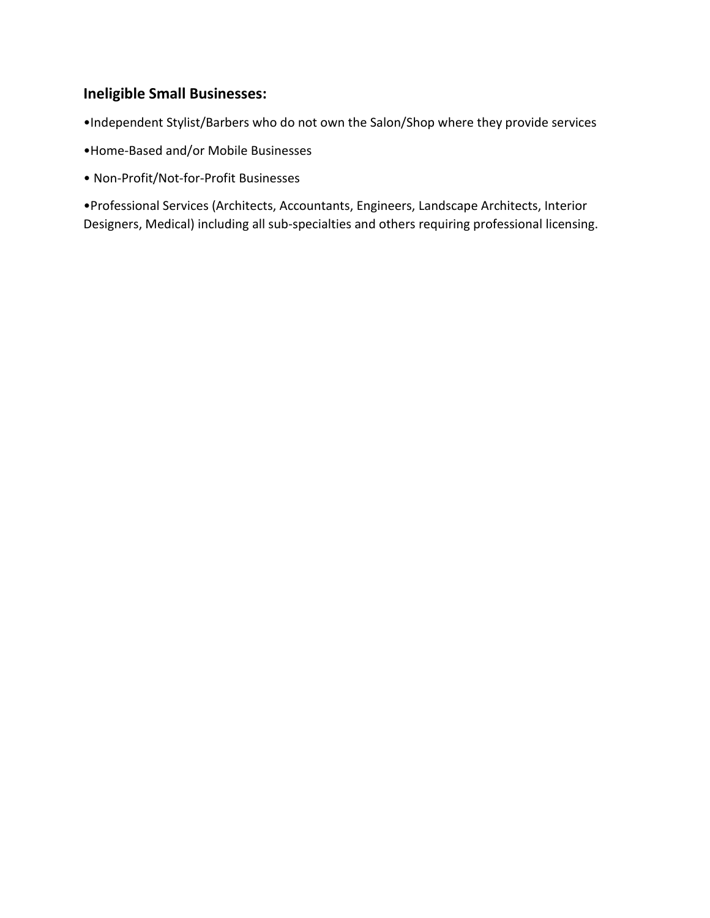### Ineligible Small Businesses:

- Independent Stylist/Barbers who do not own the Salon/Shop where they provide services
- Home-Based and/or Mobile Businesses
- Non-Profit/Not-for-Profit Businesses
- Professional Services (Architects, Accountants, Engineers, Landscape Architects, Interior Designers, Medical) including all sub-specialties and others requiring professional licensing.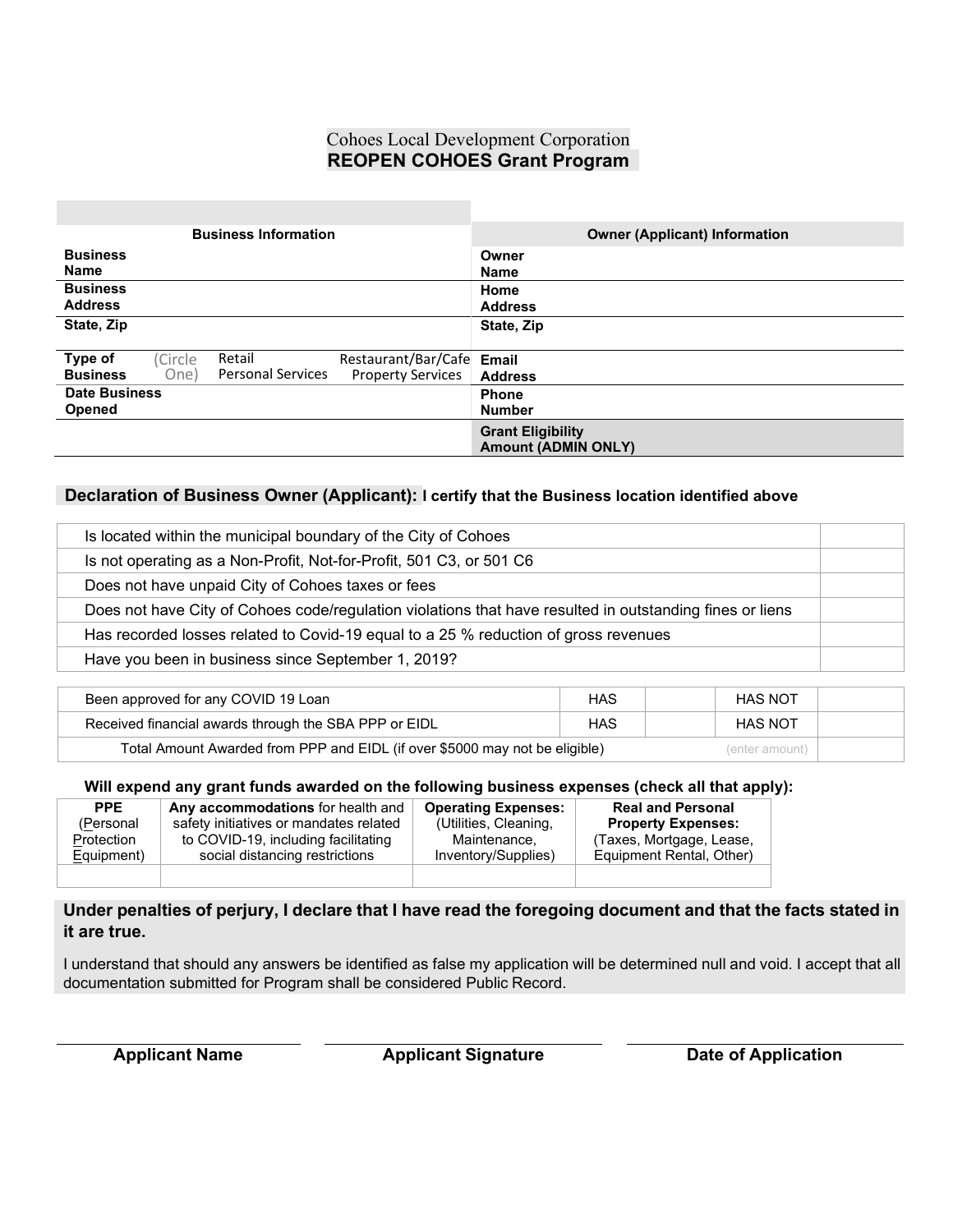# Cohoes Local Development Corporation
## REOPEN COHOES Grant Program

| Business Information | | | | Owner (Applicant) Information | |
|---|---|---|---|---|---|
| **Business Name** | | | | **Owner Name** | |
| **Business Address** | | | | **Home Address** | |
| **State, Zip** | | | | **State, Zip** | |
| **Type of Business** | (Circle One) | Retail<br>Personal Services | Restaurant/Bar/Cafe<br>Property Services | **Email Address** | |
| **Date Business Opened** | | | | **Phone Number** | |
| | | | | **Grant Eligibility Amount (ADMIN ONLY)** | |

### Declaration of Business Owner (Applicant): I certify that the Business location identified above

| | |
|---|---|
| Is located within the municipal boundary of the City of Cohoes | |
| Is not operating as a Non-Profit, Not-for-Profit, 501 C3, or 501 C6 | |
| Does not have unpaid City of Cohoes taxes or fees | |
| Does not have City of Cohoes code/regulation violations that have resulted in outstanding fines or liens | |
| Has recorded losses related to Covid-19 equal to a 25 % reduction of gross revenues | |
| Have you been in business since September 1, 2019? | |

| | | | | |
|---|---|---|---|---|
| Been approved for any COVID 19 Loan | HAS | | HAS NOT | |
| Received financial awards through the SBA PPP or EIDL | HAS | | HAS NOT | |
| Total Amount Awarded from PPP and EIDL (if over $5000 may not be eligible) | | | (enter amount) | |

**Will expend any grant funds awarded on the following business expenses (check all that apply):**

| **PPE** (Personal Protection Equipment) | **Any accommodations** for health and safety initiatives or mandates related to COVID-19, including facilitating social distancing restrictions | **Operating Expenses:** (Utilities, Cleaning, Maintenance, Inventory/Supplies) | **Real and Personal Property Expenses:** (Taxes, Mortgage, Lease, Equipment Rental, Other) |
|---|---|---|---|
| | | | |

**Under penalties of perjury, I declare that I have read the foregoing document and that the facts stated in it are true.**

I understand that should any answers be identified as false my application will be determined null and void. I accept that all documentation submitted for Program shall be considered Public Record.

| | | |
|---|---|---|
| **Applicant Name** | **Applicant Signature** | **Date of Application** |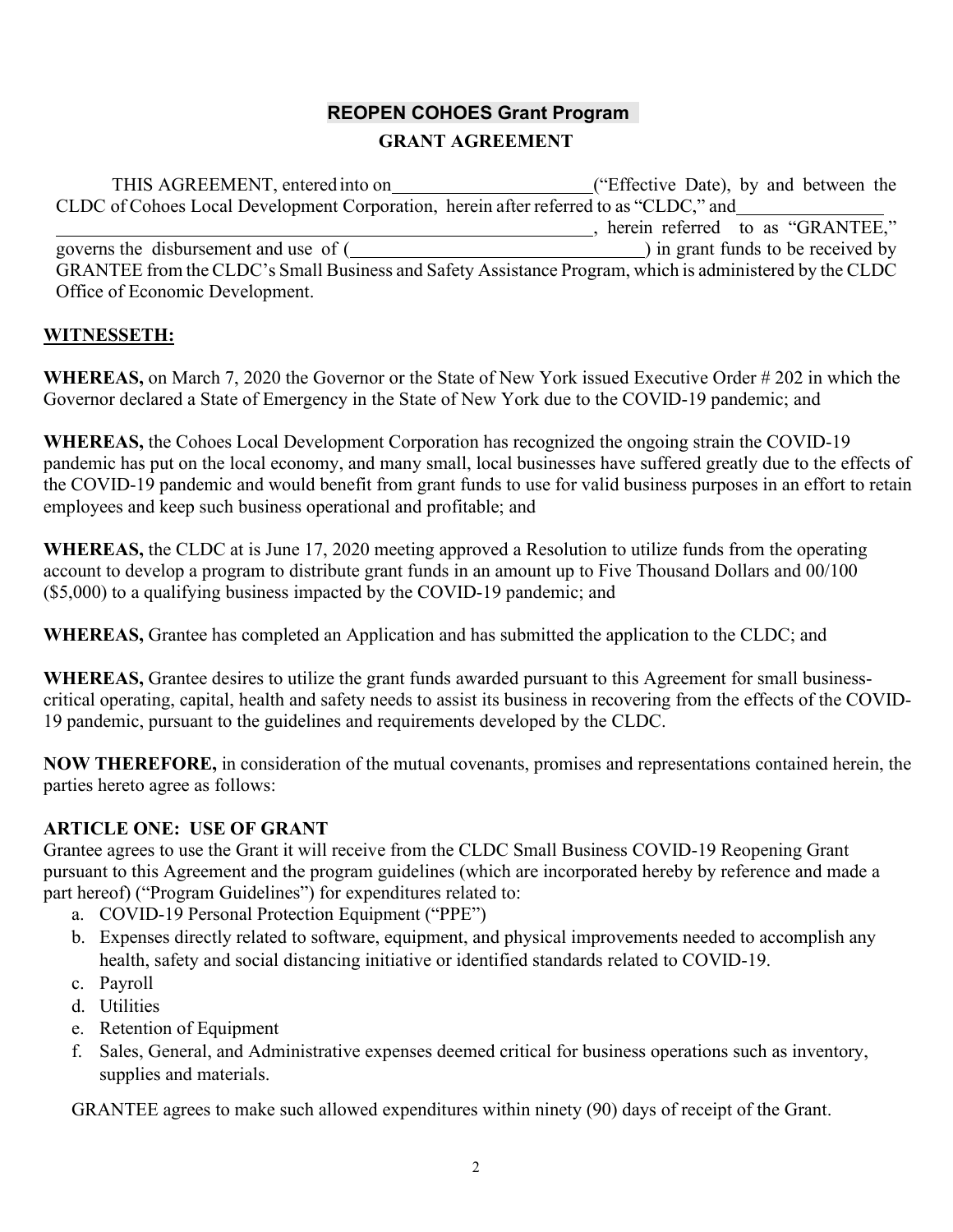**REOPEN COHOES Grant Program**

**GRANT AGREEMENT**

THIS AGREEMENT, entered into on\_\_\_\_\_\_\_\_\_\_\_\_\_\_\_\_\_\_\_\_\_\_("Effective Date), by and between the CLDC of Cohoes Local Development Corporation, herein after referred to as "CLDC," and\_\_\_\_\_\_\_\_\_\_\_\_\_\_\_\_ \_\_\_\_\_\_\_\_\_\_\_\_\_\_\_\_\_\_\_\_\_\_\_\_\_\_\_\_\_\_\_\_\_\_\_\_\_\_\_\_\_\_\_\_\_\_\_\_\_\_\_\_\_\_\_\_\_\_\_\_\_, herein referred to as "GRANTEE," governs the disbursement and use of (\_\_\_\_\_\_\_\_\_\_\_\_\_\_\_\_\_\_\_\_\_\_\_\_\_\_\_\_\_\_\_\_) in grant funds to be received by GRANTEE from the CLDC's Small Business and Safety Assistance Program, which is administered by the CLDC Office of Economic Development.

**WITNESSETH:**

**WHEREAS,** on March 7, 2020 the Governor or the State of New York issued Executive Order # 202 in which the Governor declared a State of Emergency in the State of New York due to the COVID-19 pandemic; and

**WHEREAS,** the Cohoes Local Development Corporation has recognized the ongoing strain the COVID-19 pandemic has put on the local economy, and many small, local businesses have suffered greatly due to the effects of the COVID-19 pandemic and would benefit from grant funds to use for valid business purposes in an effort to retain employees and keep such business operational and profitable; and

**WHEREAS,** the CLDC at is June 17, 2020 meeting approved a Resolution to utilize funds from the operating account to develop a program to distribute grant funds in an amount up to Five Thousand Dollars and 00/100 ($5,000) to a qualifying business impacted by the COVID-19 pandemic; and

**WHEREAS,** Grantee has completed an Application and has submitted the application to the CLDC; and

**WHEREAS,** Grantee desires to utilize the grant funds awarded pursuant to this Agreement for small business-critical operating, capital, health and safety needs to assist its business in recovering from the effects of the COVID-19 pandemic, pursuant to the guidelines and requirements developed by the CLDC.

**NOW THEREFORE,** in consideration of the mutual covenants, promises and representations contained herein, the parties hereto agree as follows:

**ARTICLE ONE: USE OF GRANT**

Grantee agrees to use the Grant it will receive from the CLDC Small Business COVID-19 Reopening Grant pursuant to this Agreement and the program guidelines (which are incorporated hereby by reference and made a part hereof) ("Program Guidelines") for expenditures related to:

a. COVID-19 Personal Protection Equipment ("PPE")
b. Expenses directly related to software, equipment, and physical improvements needed to accomplish any health, safety and social distancing initiative or identified standards related to COVID-19.
c. Payroll
d. Utilities
e. Retention of Equipment
f. Sales, General, and Administrative expenses deemed critical for business operations such as inventory, supplies and materials.

GRANTEE agrees to make such allowed expenditures within ninety (90) days of receipt of the Grant.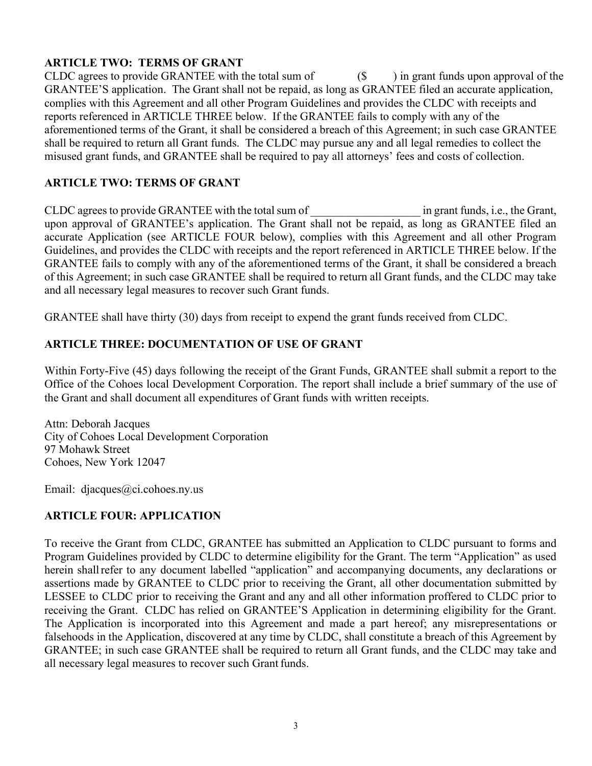**ARTICLE TWO: TERMS OF GRANT**

CLDC agrees to provide GRANTEE with the total sum of ($ ) in grant funds upon approval of the GRANTEE'S application. The Grant shall not be repaid, as long as GRANTEE filed an accurate application, complies with this Agreement and all other Program Guidelines and provides the CLDC with receipts and reports referenced in ARTICLE THREE below. If the GRANTEE fails to comply with any of the aforementioned terms of the Grant, it shall be considered a breach of this Agreement; in such case GRANTEE shall be required to return all Grant funds. The CLDC may pursue any and all legal remedies to collect the misused grant funds, and GRANTEE shall be required to pay all attorneys' fees and costs of collection.

**ARTICLE TWO: TERMS OF GRANT**

CLDC agrees to provide GRANTEE with the total sum of ___________________ in grant funds, i.e., the Grant, upon approval of GRANTEE's application. The Grant shall not be repaid, as long as GRANTEE filed an accurate Application (see ARTICLE FOUR below), complies with this Agreement and all other Program Guidelines, and provides the CLDC with receipts and the report referenced in ARTICLE THREE below. If the GRANTEE fails to comply with any of the aforementioned terms of the Grant, it shall be considered a breach of this Agreement; in such case GRANTEE shall be required to return all Grant funds, and the CLDC may take and all necessary legal measures to recover such Grant funds.

GRANTEE shall have thirty (30) days from receipt to expend the grant funds received from CLDC.

**ARTICLE THREE: DOCUMENTATION OF USE OF GRANT**

Within Forty-Five (45) days following the receipt of the Grant Funds, GRANTEE shall submit a report to the Office of the Cohoes local Development Corporation. The report shall include a brief summary of the use of the Grant and shall document all expenditures of Grant funds with written receipts.

Attn: Deborah Jacques
City of Cohoes Local Development Corporation
97 Mohawk Street
Cohoes, New York 12047

Email: djacques@ci.cohoes.ny.us

**ARTICLE FOUR: APPLICATION**

To receive the Grant from CLDC, GRANTEE has submitted an Application to CLDC pursuant to forms and Program Guidelines provided by CLDC to determine eligibility for the Grant. The term "Application" as used herein shall refer to any document labelled "application" and accompanying documents, any declarations or assertions made by GRANTEE to CLDC prior to receiving the Grant, all other documentation submitted by LESSEE to CLDC prior to receiving the Grant and any and all other information proffered to CLDC prior to receiving the Grant. CLDC has relied on GRANTEE'S Application in determining eligibility for the Grant. The Application is incorporated into this Agreement and made a part hereof; any misrepresentations or falsehoods in the Application, discovered at any time by CLDC, shall constitute a breach of this Agreement by GRANTEE; in such case GRANTEE shall be required to return all Grant funds, and the CLDC may take and all necessary legal measures to recover such Grant funds.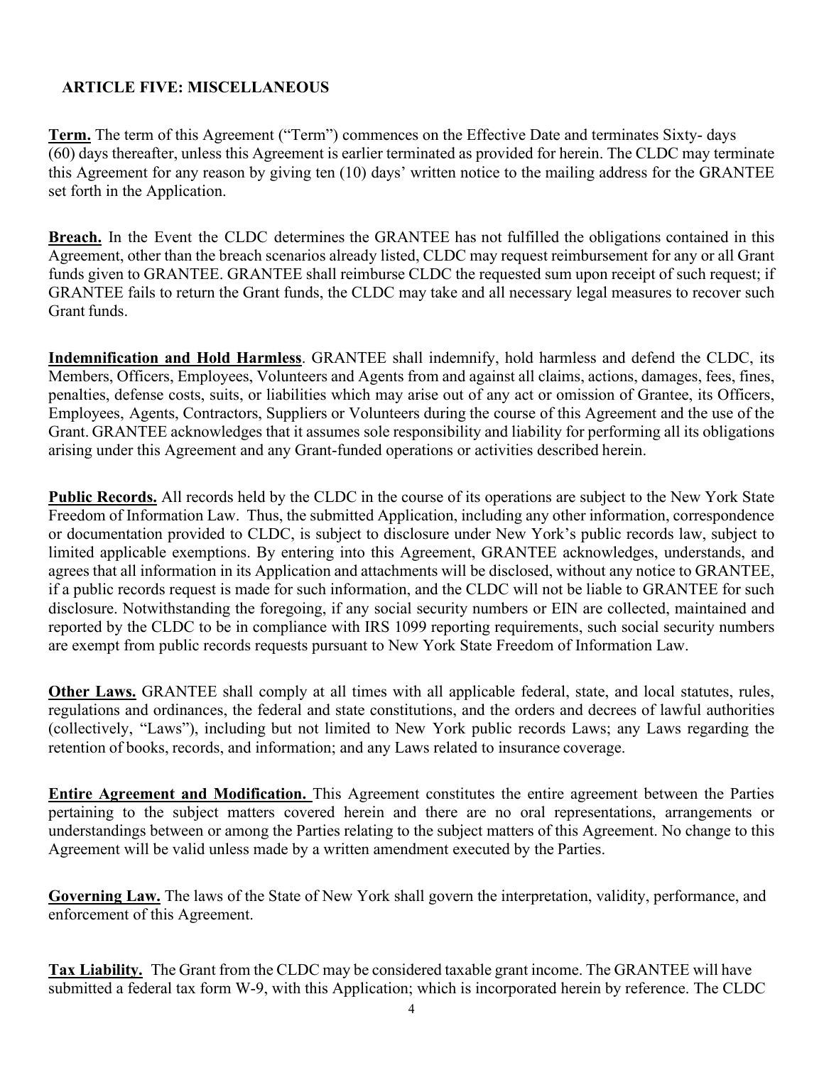## ARTICLE FIVE: MISCELLANEOUS

**Term.** The term of this Agreement ("Term") commences on the Effective Date and terminates Sixty- days (60) days thereafter, unless this Agreement is earlier terminated as provided for herein. The CLDC may terminate this Agreement for any reason by giving ten (10) days' written notice to the mailing address for the GRANTEE set forth in the Application.

**Breach.** In the Event the CLDC determines the GRANTEE has not fulfilled the obligations contained in this Agreement, other than the breach scenarios already listed, CLDC may request reimbursement for any or all Grant funds given to GRANTEE. GRANTEE shall reimburse CLDC the requested sum upon receipt of such request; if GRANTEE fails to return the Grant funds, the CLDC may take and all necessary legal measures to recover such Grant funds.

**Indemnification and Hold Harmless**. GRANTEE shall indemnify, hold harmless and defend the CLDC, its Members, Officers, Employees, Volunteers and Agents from and against all claims, actions, damages, fees, fines, penalties, defense costs, suits, or liabilities which may arise out of any act or omission of Grantee, its Officers, Employees, Agents, Contractors, Suppliers or Volunteers during the course of this Agreement and the use of the Grant. GRANTEE acknowledges that it assumes sole responsibility and liability for performing all its obligations arising under this Agreement and any Grant-funded operations or activities described herein.

**Public Records.** All records held by the CLDC in the course of its operations are subject to the New York State Freedom of Information Law. Thus, the submitted Application, including any other information, correspondence or documentation provided to CLDC, is subject to disclosure under New York's public records law, subject to limited applicable exemptions. By entering into this Agreement, GRANTEE acknowledges, understands, and agrees that all information in its Application and attachments will be disclosed, without any notice to GRANTEE, if a public records request is made for such information, and the CLDC will not be liable to GRANTEE for such disclosure. Notwithstanding the foregoing, if any social security numbers or EIN are collected, maintained and reported by the CLDC to be in compliance with IRS 1099 reporting requirements, such social security numbers are exempt from public records requests pursuant to New York State Freedom of Information Law.

**Other Laws.** GRANTEE shall comply at all times with all applicable federal, state, and local statutes, rules, regulations and ordinances, the federal and state constitutions, and the orders and decrees of lawful authorities (collectively, "Laws"), including but not limited to New York public records Laws; any Laws regarding the retention of books, records, and information; and any Laws related to insurance coverage.

**Entire Agreement and Modification.** This Agreement constitutes the entire agreement between the Parties pertaining to the subject matters covered herein and there are no oral representations, arrangements or understandings between or among the Parties relating to the subject matters of this Agreement. No change to this Agreement will be valid unless made by a written amendment executed by the Parties.

**Governing Law.** The laws of the State of New York shall govern the interpretation, validity, performance, and enforcement of this Agreement.

**Tax Liability.** The Grant from the CLDC may be considered taxable grant income. The GRANTEE will have submitted a federal tax form W-9, with this Application; which is incorporated herein by reference. The CLDC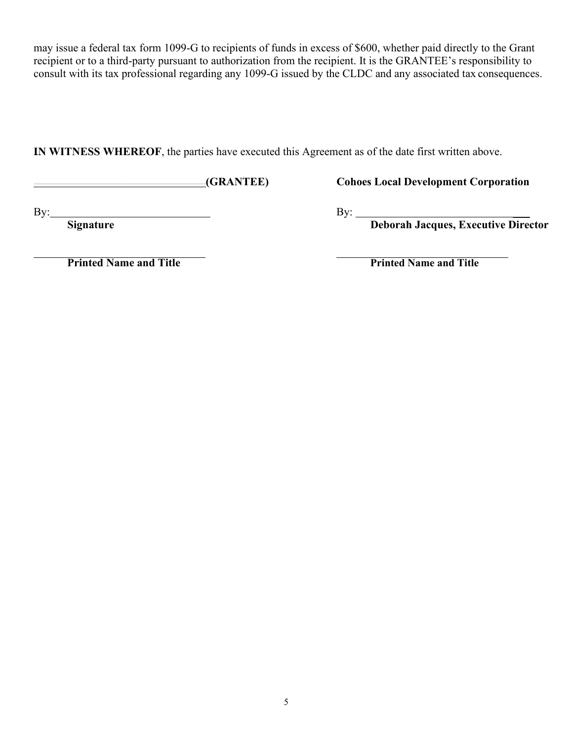may issue a federal tax form 1099-G to recipients of funds in excess of $600, whether paid directly to the Grant recipient or to a third-party pursuant to authorization from the recipient. It is the GRANTEE's responsibility to consult with its tax professional regarding any 1099-G issued by the CLDC and any associated tax consequences.

**IN WITNESS WHEREOF**, the parties have executed this Agreement as of the date first written above.

| | |
|---|---|
| ______________________________ **(GRANTEE)** | **Cohoes Local Development Corporation** |
| By: ______________________________ | By: ______________________________ |
| **Signature** | **Deborah Jacques, Executive Director** |
| ______________________________ | ______________________________ |
| **Printed Name and Title** | **Printed Name and Title** |